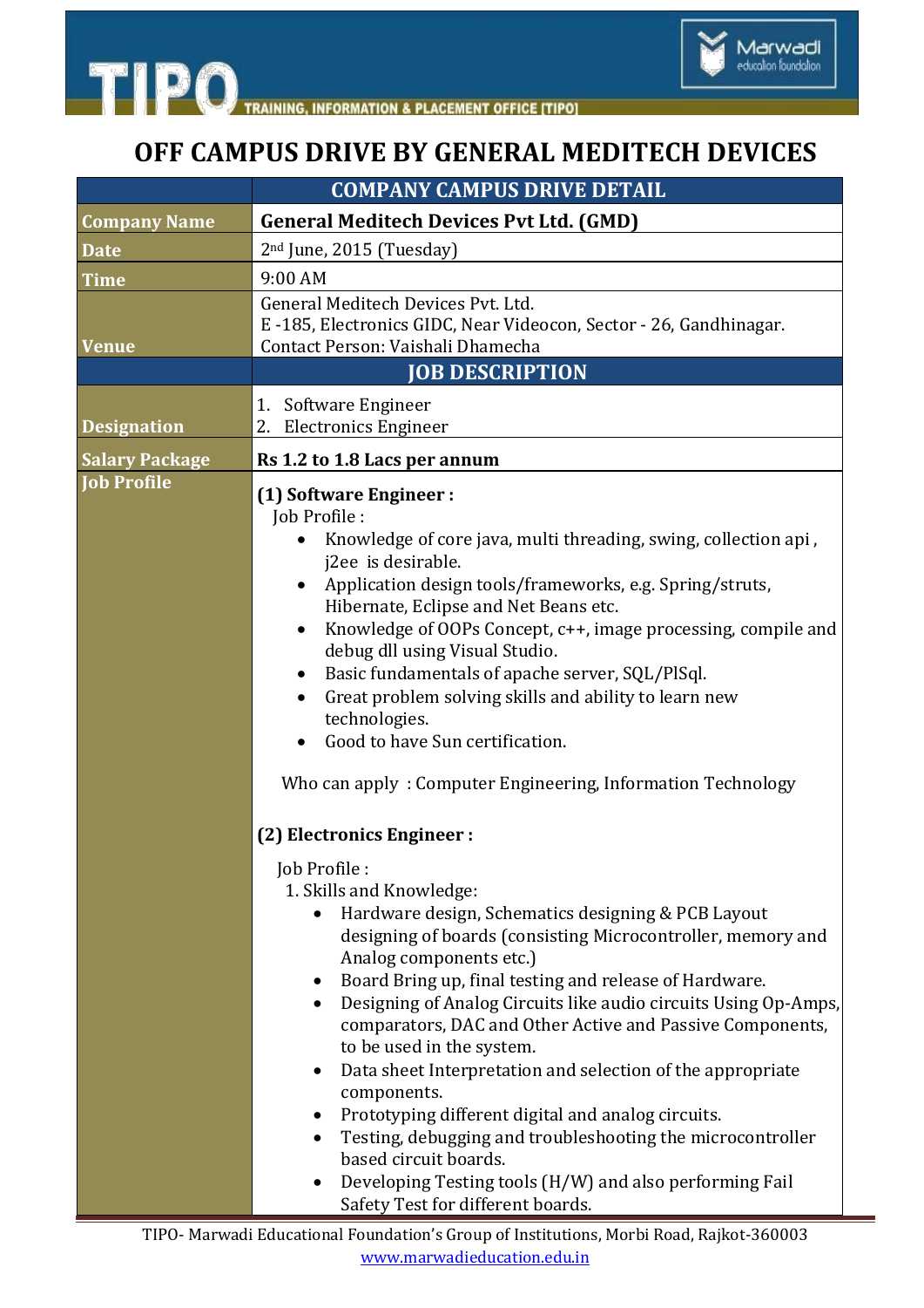# OFF CAMPUS DRIVE BY GENERAL MEDITECH DEVICES

| | COMPANY CAMPUS DRIVE DETAIL |
|---|---|
| **Company Name** | **General Meditech Devices Pvt Ltd. (GMD)** |
| **Date** | 2nd June, 2015 (Tuesday) |
| **Time** | 9:00 AM |
| **Venue** | General Meditech Devices Pvt. Ltd.<br>E -185, Electronics GIDC, Near Videocon, Sector - 26, Gandhinagar.<br>Contact Person: Vaishali Dhamecha |
| | **JOB DESCRIPTION** |
| **Designation** | 1. Software Engineer<br>2. Electronics Engineer |
| **Salary Package** | **Rs 1.2 to 1.8 Lacs per annum** |
| **Job Profile** | **(1) Software Engineer :**<br>Job Profile :<br>• Knowledge of core java, multi threading, swing, collection api , j2ee is desirable.<br>• Application design tools/frameworks, e.g. Spring/struts, Hibernate, Eclipse and Net Beans etc.<br>• Knowledge of OOPs Concept, c++, image processing, compile and debug dll using Visual Studio.<br>• Basic fundamentals of apache server, SQL/PlSql.<br>• Great problem solving skills and ability to learn new technologies.<br>• Good to have Sun certification.<br><br>Who can apply : Computer Engineering, Information Technology<br><br>**(2) Electronics Engineer :**<br>Job Profile :<br>1. Skills and Knowledge:<br>• Hardware design, Schematics designing & PCB Layout designing of boards (consisting Microcontroller, memory and Analog components etc.)<br>• Board Bring up, final testing and release of Hardware.<br>• Designing of Analog Circuits like audio circuits Using Op-Amps, comparators, DAC and Other Active and Passive Components, to be used in the system.<br>• Data sheet Interpretation and selection of the appropriate components.<br>• Prototyping different digital and analog circuits.<br>• Testing, debugging and troubleshooting the microcontroller based circuit boards.<br>• Developing Testing tools (H/W) and also performing Fail Safety Test for different boards. |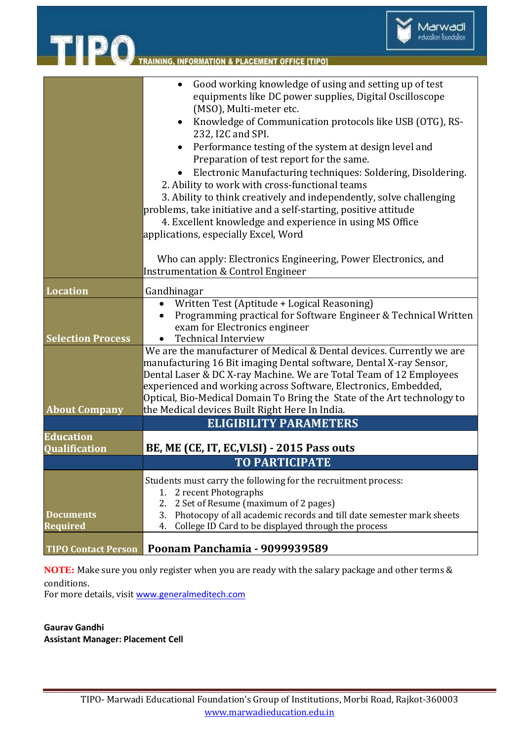| | |
|---|---|
| | <ul><li>Good working knowledge of using and setting up of test equipments like DC power supplies, Digital Oscilloscope (MSO), Multi-meter etc.</li><li>Knowledge of Communication protocols like USB (OTG), RS-232, I2C and SPI.</li><li>Performance testing of the system at design level and Preparation of test report for the same.</li><li>Electronic Manufacturing techniques: Soldering, Disoldering.</li></ul>2. Ability to work with cross-functional teams<br>3. Ability to think creatively and independently, solve challenging problems, take initiative and a self-starting, positive attitude<br>4. Excellent knowledge and experience in using MS Office applications, especially Excel, Word<br><br>Who can apply: Electronics Engineering, Power Electronics, and Instrumentation & Control Engineer |
| **Location** | Gandhinagar |
| **Selection Process** | <ul><li>Written Test (Aptitude + Logical Reasoning)</li><li>Programming practical for Software Engineer & Technical Written exam for Electronics engineer</li><li>Technical Interview</li></ul> |
| **About Company** | We are the manufacturer of Medical & Dental devices. Currently we are manufacturing 16 Bit imaging Dental software, Dental X-ray Sensor, Dental Laser & DC X-ray Machine. We are Total Team of 12 Employees experienced and working across Software, Electronics, Embedded, Optical, Bio-Medical Domain To Bring the State of the Art technology to the Medical devices Built Right Here In India. |
| | **ELIGIBILITY PARAMETERS** |
| **Education Qualification** | **BE, ME (CE, IT, EC,VLSI) - 2015 Pass outs** |
| | **TO PARTICIPATE** |
| **Documents Required** | Students must carry the following for the recruitment process:<br>1. 2 recent Photographs<br>2. 2 Set of Resume (maximum of 2 pages)<br>3. Photocopy of all academic records and till date semester mark sheets<br>4. College ID Card to be displayed through the process |
| **TIPO Contact Person** | **Poonam Panchamia - 9099939589** |

**NOTE:** Make sure you only register when you are ready with the salary package and other terms & conditions.
For more details, visit www.generalmeditech.com

**Gaurav Gandhi**
**Assistant Manager: Placement Cell**